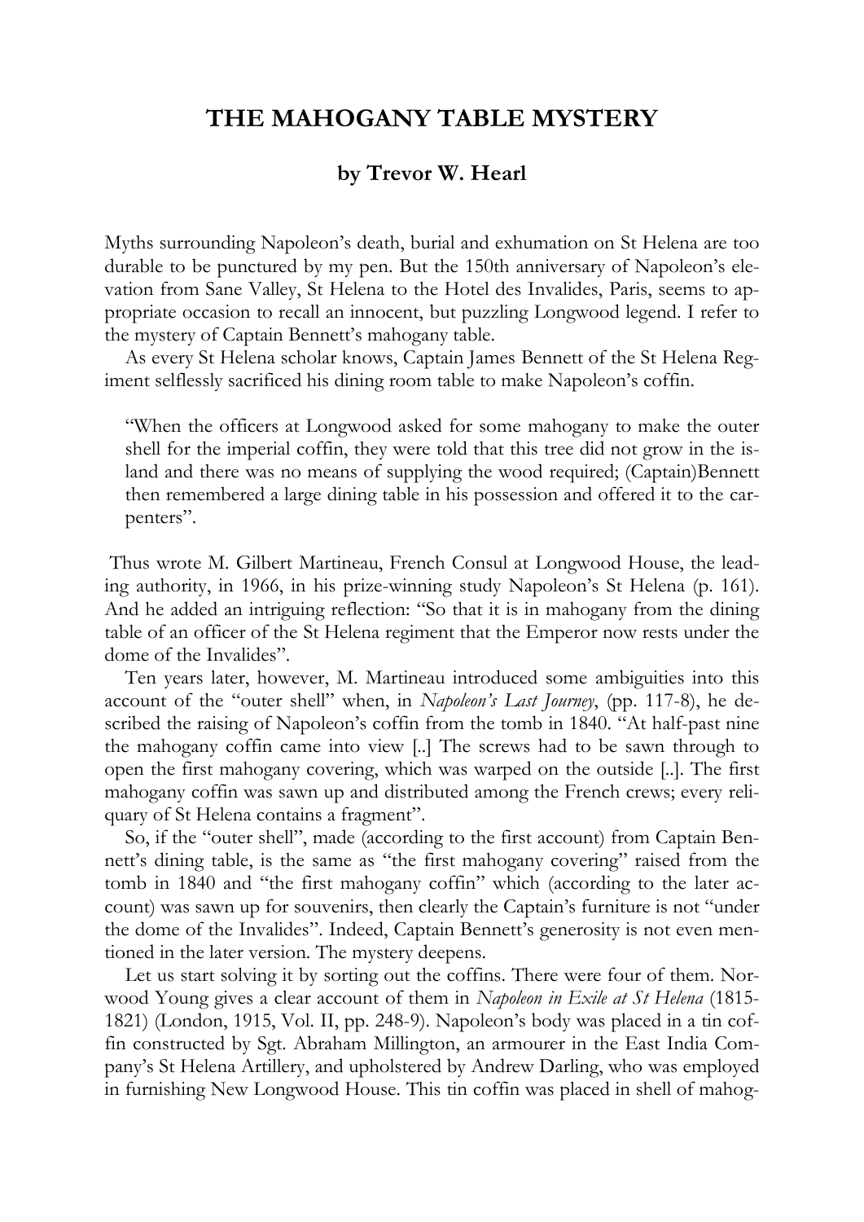# THE MAHOGANY TABLE MYSTERY

### by Trevor W. Hearl

Myths surrounding Napoleon's death, burial and exhumation on St Helena are too durable to be punctured by my pen. But the 150th anniversary of Napoleon's elevation from Sane Valley, St Helena to the Hotel des Invalides, Paris, seems to appropriate occasion to recall an innocent, but puzzling Longwood legend. I refer to the mystery of Captain Bennett's mahogany table.

As every St Helena scholar knows, Captain James Bennett of the St Helena Regiment selflessly sacrificed his dining room table to make Napoleon's coffin.

> "When the officers at Longwood asked for some mahogany to make the outer shell for the imperial coffin, they were told that this tree did not grow in the island and there was no means of supplying the wood required; (Captain)Bennett then remembered a large dining table in his possession and offered it to the carpenters".

Thus wrote M. Gilbert Martineau, French Consul at Longwood House, the leading authority, in 1966, in his prize-winning study Napoleon's St Helena (p. 161). And he added an intriguing reflection: "So that it is in mahogany from the dining table of an officer of the St Helena regiment that the Emperor now rests under the dome of the Invalides".

Ten years later, however, M. Martineau introduced some ambiguities into this account of the "outer shell" when, in *Napoleon's Last Journey*, (pp. 117-8), he described the raising of Napoleon's coffin from the tomb in 1840. "At half-past nine the mahogany coffin came into view [..] The screws had to be sawn through to open the first mahogany covering, which was warped on the outside [..]. The first mahogany coffin was sawn up and distributed among the French crews; every reliquary of St Helena contains a fragment".

So, if the "outer shell", made (according to the first account) from Captain Bennett's dining table, is the same as "the first mahogany covering" raised from the tomb in 1840 and "the first mahogany coffin" which (according to the later account) was sawn up for souvenirs, then clearly the Captain's furniture is not "under the dome of the Invalides". Indeed, Captain Bennett's generosity is not even mentioned in the later version. The mystery deepens.

Let us start solving it by sorting out the coffins. There were four of them. Norwood Young gives a clear account of them in *Napoleon in Exile at St Helena* (1815-1821) (London, 1915, Vol. II, pp. 248-9). Napoleon's body was placed in a tin coffin constructed by Sgt. Abraham Millington, an armourer in the East India Company's St Helena Artillery, and upholstered by Andrew Darling, who was employed in furnishing New Longwood House. This tin coffin was placed in shell of mahog-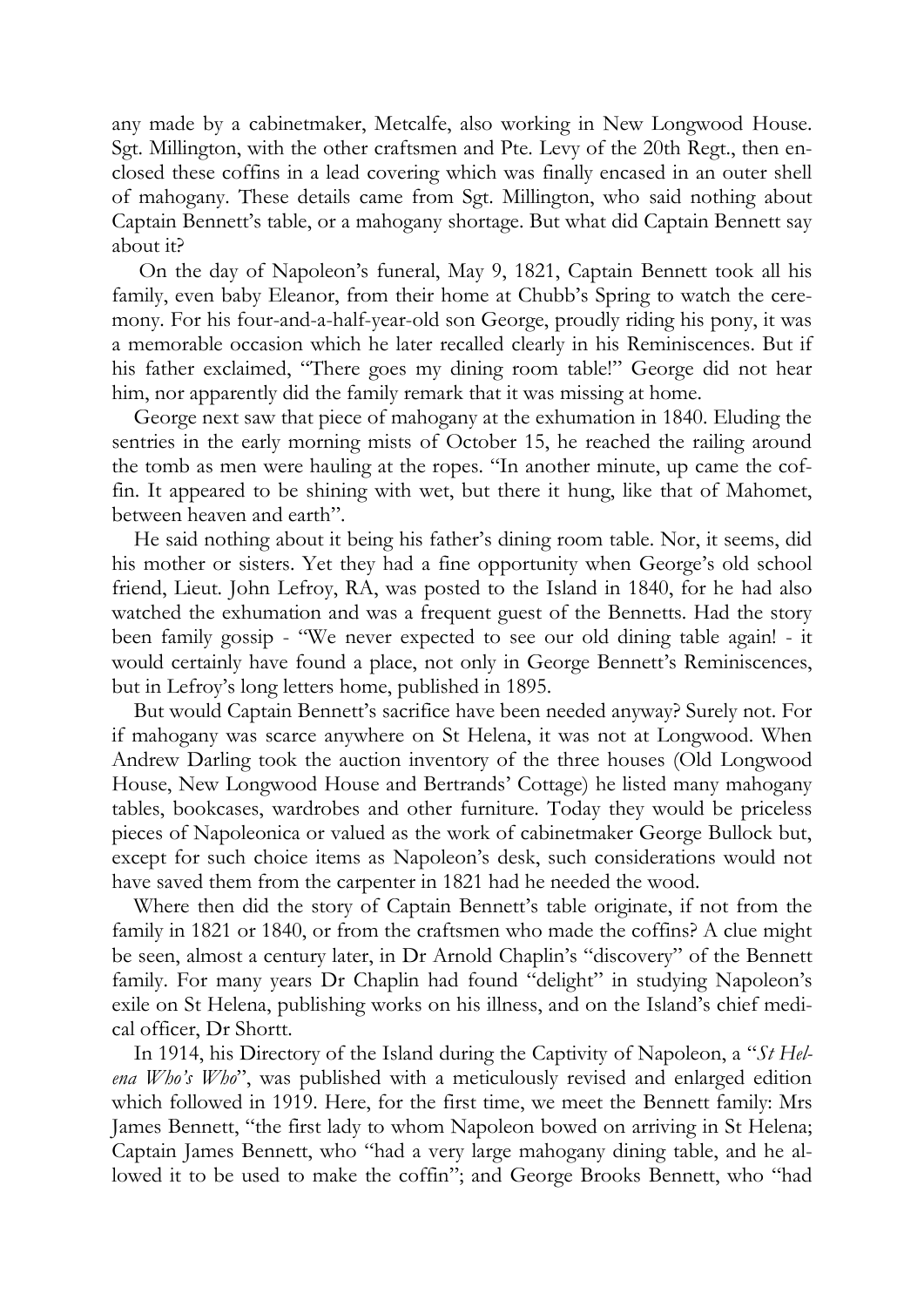any made by a cabinetmaker, Metcalfe, also working in New Longwood House. Sgt. Millington, with the other craftsmen and Pte. Levy of the 20th Regt., then enclosed these coffins in a lead covering which was finally encased in an outer shell of mahogany. These details came from Sgt. Millington, who said nothing about Captain Bennett's table, or a mahogany shortage. But what did Captain Bennett say about it?

On the day of Napoleon's funeral, May 9, 1821, Captain Bennett took all his family, even baby Eleanor, from their home at Chubb's Spring to watch the ceremony. For his four-and-a-half-year-old son George, proudly riding his pony, it was a memorable occasion which he later recalled clearly in his Reminiscences. But if his father exclaimed, "There goes my dining room table!" George did not hear him, nor apparently did the family remark that it was missing at home.

George next saw that piece of mahogany at the exhumation in 1840. Eluding the sentries in the early morning mists of October 15, he reached the railing around the tomb as men were hauling at the ropes. "In another minute, up came the coffin. It appeared to be shining with wet, but there it hung, like that of Mahomet, between heaven and earth".

He said nothing about it being his father's dining room table. Nor, it seems, did his mother or sisters. Yet they had a fine opportunity when George's old school friend, Lieut. John Lefroy, RA, was posted to the Island in 1840, for he had also watched the exhumation and was a frequent guest of the Bennetts. Had the story been family gossip - "We never expected to see our old dining table again! - it would certainly have found a place, not only in George Bennett's Reminiscences, but in Lefroy's long letters home, published in 1895.

But would Captain Bennett's sacrifice have been needed anyway? Surely not. For if mahogany was scarce anywhere on St Helena, it was not at Longwood. When Andrew Darling took the auction inventory of the three houses (Old Longwood House, New Longwood House and Bertrands' Cottage) he listed many mahogany tables, bookcases, wardrobes and other furniture. Today they would be priceless pieces of Napoleonica or valued as the work of cabinetmaker George Bullock but, except for such choice items as Napoleon's desk, such considerations would not have saved them from the carpenter in 1821 had he needed the wood.

Where then did the story of Captain Bennett's table originate, if not from the family in 1821 or 1840, or from the craftsmen who made the coffins? A clue might be seen, almost a century later, in Dr Arnold Chaplin's "discovery" of the Bennett family. For many years Dr Chaplin had found "delight" in studying Napoleon's exile on St Helena, publishing works on his illness, and on the Island's chief medical officer, Dr Shortt.

In 1914, his Directory of the Island during the Captivity of Napoleon, a "*St Helena Who's Who*", was published with a meticulously revised and enlarged edition which followed in 1919. Here, for the first time, we meet the Bennett family: Mrs James Bennett, "the first lady to whom Napoleon bowed on arriving in St Helena; Captain James Bennett, who "had a very large mahogany dining table, and he allowed it to be used to make the coffin"; and George Brooks Bennett, who "had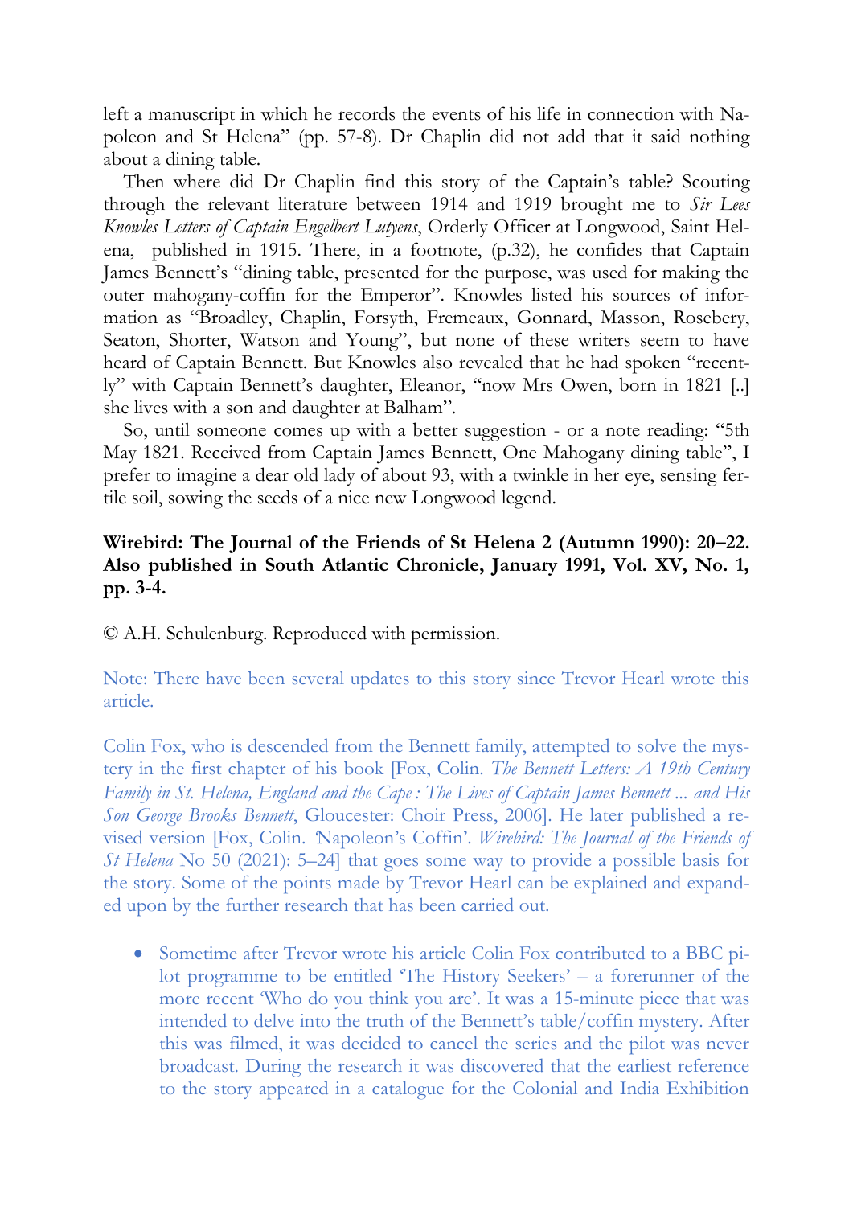left a manuscript in which he records the events of his life in connection with Napoleon and St Helena" (pp. 57-8). Dr Chaplin did not add that it said nothing about a dining table.

Then where did Dr Chaplin find this story of the Captain's table? Scouting through the relevant literature between 1914 and 1919 brought me to *Sir Lees Knowles Letters of Captain Engelbert Lutyens*, Orderly Officer at Longwood, Saint Helena, published in 1915. There, in a footnote, (p.32), he confides that Captain James Bennett's "dining table, presented for the purpose, was used for making the outer mahogany-coffin for the Emperor". Knowles listed his sources of information as "Broadley, Chaplin, Forsyth, Fremeaux, Gonnard, Masson, Rosebery, Seaton, Shorter, Watson and Young", but none of these writers seem to have heard of Captain Bennett. But Knowles also revealed that he had spoken "recently" with Captain Bennett's daughter, Eleanor, "now Mrs Owen, born in 1821 [..] she lives with a son and daughter at Balham".

So, until someone comes up with a better suggestion - or a note reading: "5th May 1821. Received from Captain James Bennett, One Mahogany dining table", I prefer to imagine a dear old lady of about 93, with a twinkle in her eye, sensing fertile soil, sowing the seeds of a nice new Longwood legend.

**Wirebird: The Journal of the Friends of St Helena 2 (Autumn 1990): 20–22. Also published in South Atlantic Chronicle, January 1991, Vol. XV, No. 1, pp. 3-4.**

© A.H. Schulenburg. Reproduced with permission.

Note: There have been several updates to this story since Trevor Hearl wrote this article.

Colin Fox, who is descended from the Bennett family, attempted to solve the mystery in the first chapter of his book [Fox, Colin. *The Bennett Letters: A 19th Century Family in St. Helena, England and the Cape : The Lives of Captain James Bennett ... and His Son George Brooks Bennett*, Gloucester: Choir Press, 2006]. He later published a revised version [Fox, Colin. 'Napoleon's Coffin'. *Wirebird: The Journal of the Friends of St Helena* No 50 (2021): 5–24] that goes some way to provide a possible basis for the story. Some of the points made by Trevor Hearl can be explained and expanded upon by the further research that has been carried out.

- Sometime after Trevor wrote his article Colin Fox contributed to a BBC pilot programme to be entitled 'The History Seekers' – a forerunner of the more recent 'Who do you think you are'. It was a 15-minute piece that was intended to delve into the truth of the Bennett's table/coffin mystery. After this was filmed, it was decided to cancel the series and the pilot was never broadcast. During the research it was discovered that the earliest reference to the story appeared in a catalogue for the Colonial and India Exhibition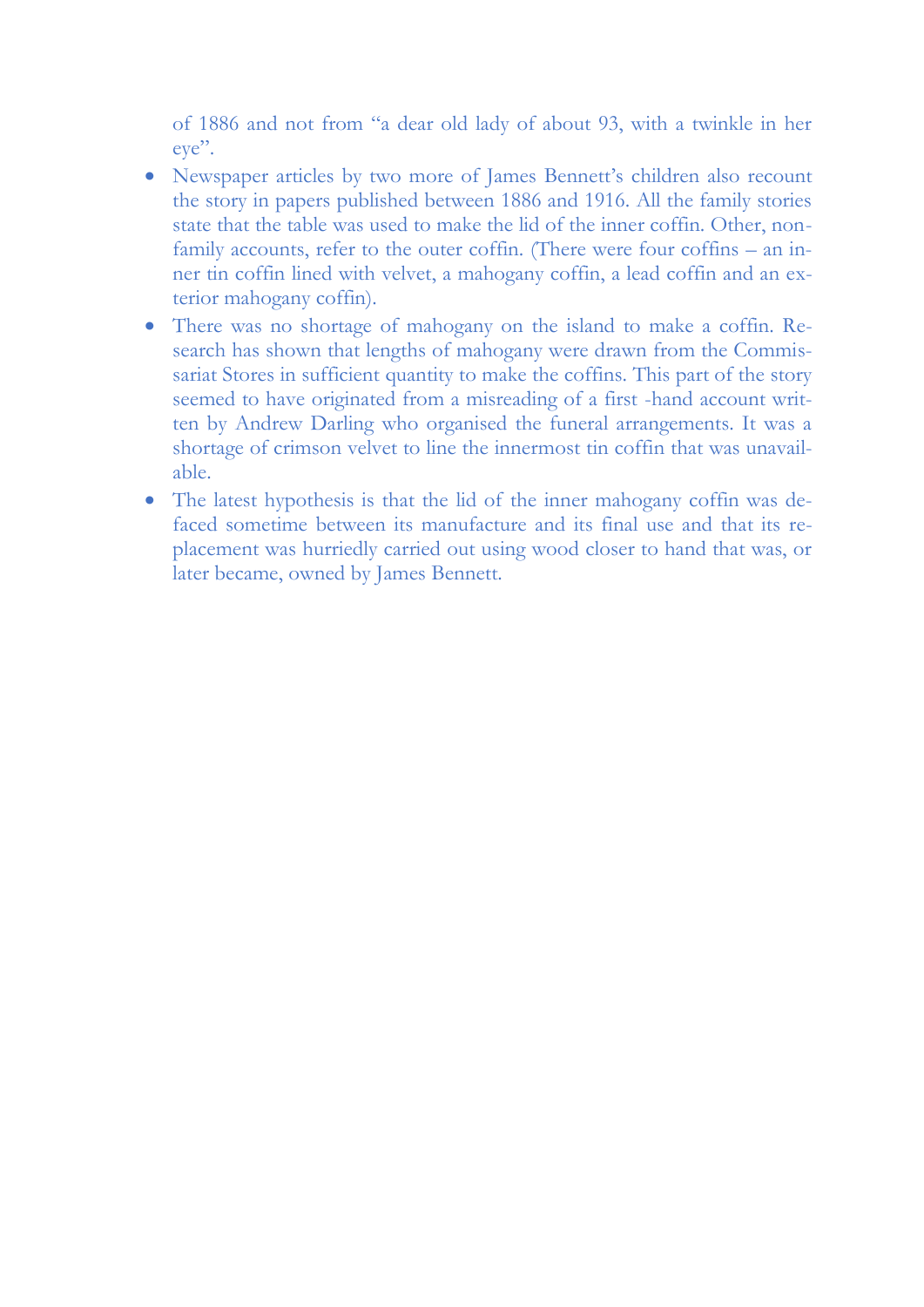of 1886 and not from "a dear old lady of about 93, with a twinkle in her eye".

- Newspaper articles by two more of James Bennett's children also recount the story in papers published between 1886 and 1916. All the family stories state that the table was used to make the lid of the inner coffin. Other, non-family accounts, refer to the outer coffin. (There were four coffins – an inner tin coffin lined with velvet, a mahogany coffin, a lead coffin and an exterior mahogany coffin).
- There was no shortage of mahogany on the island to make a coffin. Research has shown that lengths of mahogany were drawn from the Commissariat Stores in sufficient quantity to make the coffins. This part of the story seemed to have originated from a misreading of a first -hand account written by Andrew Darling who organised the funeral arrangements. It was a shortage of crimson velvet to line the innermost tin coffin that was unavailable.
- The latest hypothesis is that the lid of the inner mahogany coffin was defaced sometime between its manufacture and its final use and that its replacement was hurriedly carried out using wood closer to hand that was, or later became, owned by James Bennett.